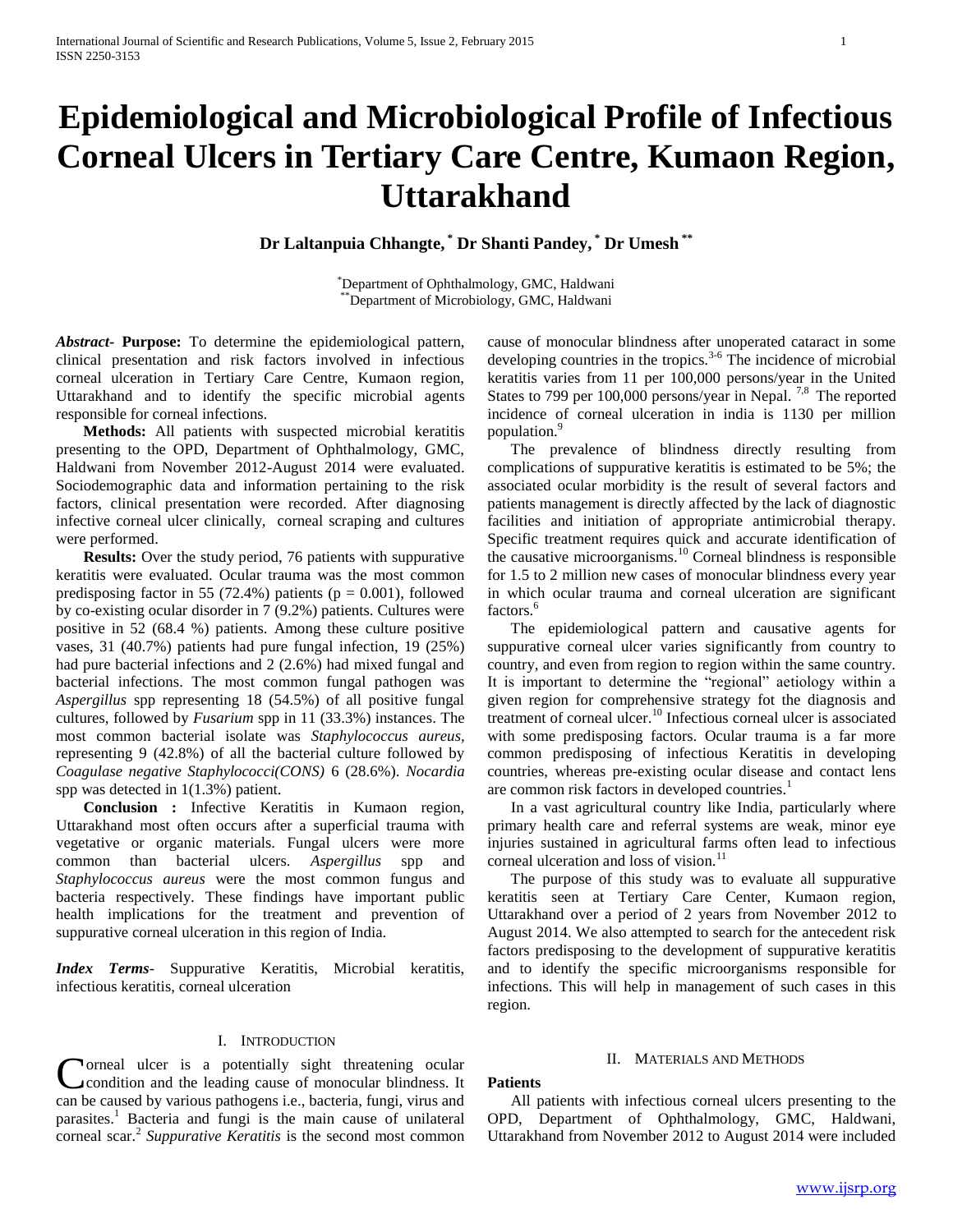# Epidemiological and Microbiological Profile of Infectious Corneal Ulcers in Tertiary Care Centre, Kumaon Region, Uttarakhand

**Dr Laltanpuia Chhangte,[*] Dr Shanti Pandey,[*] Dr Umesh[**]**

[*]Department of Ophthalmology, GMC, Haldwani
[**]Department of Microbiology, GMC, Haldwani

***Abstract*- Purpose:** To determine the epidemiological pattern, clinical presentation and risk factors involved in infectious corneal ulceration in Tertiary Care Centre, Kumaon region, Uttarakhand and to identify the specific microbial agents responsible for corneal infections.

**Methods:** All patients with suspected microbial keratitis presenting to the OPD, Department of Ophthalmology, GMC, Haldwani from November 2012-August 2014 were evaluated. Sociodemographic data and information pertaining to the risk factors, clinical presentation were recorded. After diagnosing infective corneal ulcer clinically, corneal scraping and cultures were performed.

**Results:** Over the study period, 76 patients with suppurative keratitis were evaluated. Ocular trauma was the most common predisposing factor in 55 (72.4%) patients ($p = 0.001$), followed by co-existing ocular disorder in 7 (9.2%) patients. Cultures were positive in 52 (68.4 %) patients. Among these culture positive vases, 31 (40.7%) patients had pure fungal infection, 19 (25%) had pure bacterial infections and 2 (2.6%) had mixed fungal and bacterial infections. The most common fungal pathogen was *Aspergillus* spp representing 18 (54.5%) of all positive fungal cultures, followed by *Fusarium* spp in 11 (33.3%) instances. The most common bacterial isolate was *Staphylococcus aureus*, representing 9 (42.8%) of all the bacterial culture followed by *Coagulase negative Staphylococci(CONS)* 6 (28.6%). *Nocardia* spp was detected in 1(1.3%) patient.

**Conclusion :** Infective Keratitis in Kumaon region, Uttarakhand most often occurs after a superficial trauma with vegetative or organic materials. Fungal ulcers were more common than bacterial ulcers. *Aspergillus* spp and *Staphylococcus aureus* were the most common fungus and bacteria respectively. These findings have important public health implications for the treatment and prevention of suppurative corneal ulceration in this region of India.

***Index Terms*-** Suppurative Keratitis, Microbial keratitis, infectious keratitis, corneal ulceration

## I. Introduction

Corneal ulcer is a potentially sight threatening ocular condition and the leading cause of monocular blindness. It can be caused by various pathogens i.e., bacteria, fungi, virus and parasites.[1] Bacteria and fungi is the main cause of unilateral corneal scar.[2] *Suppurative Keratitis* is the second most common cause of monocular blindness after unoperated cataract in some developing countries in the tropics.[3-6] The incidence of microbial keratitis varies from 11 per 100,000 persons/year in the United States to 799 per 100,000 persons/year in Nepal. [7,8] The reported incidence of corneal ulceration in india is 1130 per million population.[9]

The prevalence of blindness directly resulting from complications of suppurative keratitis is estimated to be 5%; the associated ocular morbidity is the result of several factors and patients management is directly affected by the lack of diagnostic facilities and initiation of appropriate antimicrobial therapy. Specific treatment requires quick and accurate identification of the causative microorganisms.[10] Corneal blindness is responsible for 1.5 to 2 million new cases of monocular blindness every year in which ocular trauma and corneal ulceration are significant factors.[6]

The epidemiological pattern and causative agents for suppurative corneal ulcer vary significantly from country to country, and even from region to region within the same country. It is important to determine the "regional" aetiology within a given region for comprehensive strategy fot the diagnosis and treatment of corneal ulcer.[10] Infectious corneal ulcer is associated with some predisposing factors. Ocular trauma is a far more common predisposing of infectious Keratitis in developing countries, whereas pre-existing ocular disease and contact lens are common risk factors in developed countries.[1]

In a vast agricultural country like India, particularly where primary health care and referral systems are weak, minor eye injuries sustained in agricultural farms often lead to infectious corneal ulceration and loss of vision.[11]

The purpose of this study was to evaluate all suppurative keratitis seen at Tertiary Care Center, Kumaon region, Uttarakhand over a period of 2 years from November 2012 to August 2014. We also attempted to search for the antecedent risk factors predisposing to the development of suppurative keratitis and to identify the specific microorganisms responsible for infections. This will help in management of such cases in this region.

## II. Materials and Methods

**Patients**

All patients with infectious corneal ulcers presenting to the OPD, Department of Ophthalmology, GMC, Haldwani, Uttarakhand from November 2012 to August 2014 were included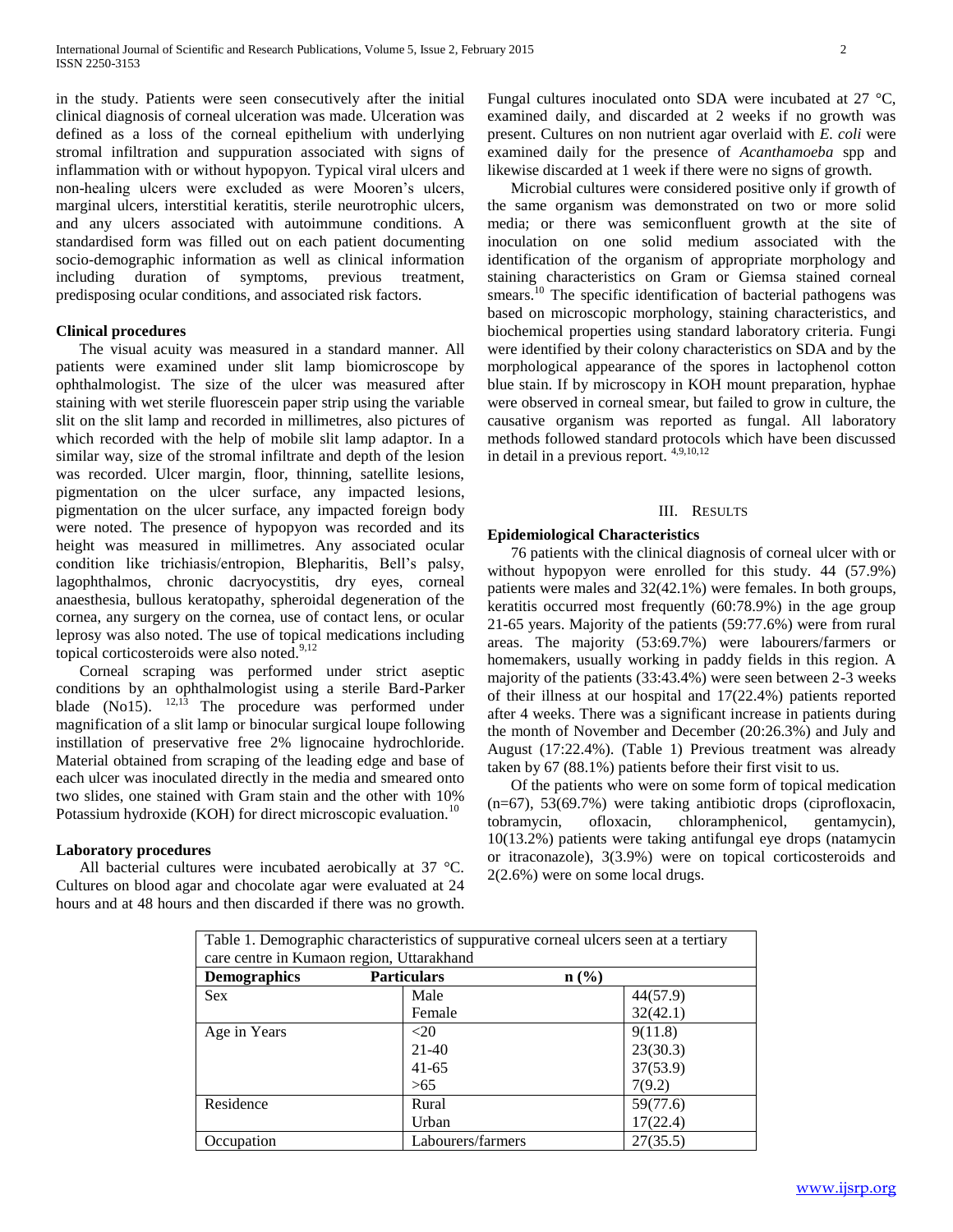in the study. Patients were seen consecutively after the initial clinical diagnosis of corneal ulceration was made. Ulceration was defined as a loss of the corneal epithelium with underlying stromal infiltration and suppuration associated with signs of inflammation with or without hypopyon. Typical viral ulcers and non-healing ulcers were excluded as were Mooren's ulcers, marginal ulcers, interstitial keratitis, sterile neurotrophic ulcers, and any ulcers associated with autoimmune conditions. A standardised form was filled out on each patient documenting socio-demographic information as well as clinical information including duration of symptoms, previous treatment, predisposing ocular conditions, and associated risk factors.

### Clinical procedures

The visual acuity was measured in a standard manner. All patients were examined under slit lamp biomicroscope by ophthalmologist. The size of the ulcer was measured after staining with wet sterile fluorescein paper strip using the variable slit on the slit lamp and recorded in millimetres, also pictures of which recorded with the help of mobile slit lamp adaptor. In a similar way, size of the stromal infiltrate and depth of the lesion was recorded. Ulcer margin, floor, thinning, satellite lesions, pigmentation on the ulcer surface, any impacted lesions, pigmentation on the ulcer surface, any impacted foreign body were noted. The presence of hypopyon was recorded and its height was measured in millimetres. Any associated ocular condition like trichiasis/entropion, Blepharitis, Bell's palsy, lagophthalmos, chronic dacryocystitis, dry eyes, corneal anaesthesia, bullous keratopathy, spheroidal degeneration of the cornea, any surgery on the cornea, use of contact lens, or ocular leprosy was also noted. The use of topical medications including topical corticosteroids were also noted.[9,12]

Corneal scraping was performed under strict aseptic conditions by an ophthalmologist using a sterile Bard-Parker blade (No15). [12,13] The procedure was performed under magnification of a slit lamp or binocular surgical loupe following instillation of preservative free 2% lignocaine hydrochloride. Material obtained from scraping of the leading edge and base of each ulcer was inoculated directly in the media and smeared onto two slides, one stained with Gram stain and the other with 10% Potassium hydroxide (KOH) for direct microscopic evaluation.[10]

### Laboratory procedures

All bacterial cultures were incubated aerobically at 37 °C. Cultures on blood agar and chocolate agar were evaluated at 24 hours and at 48 hours and then discarded if there was no growth. Fungal cultures inoculated onto SDA were incubated at 27 °C, examined daily, and discarded at 2 weeks if no growth was present. Cultures on non nutrient agar overlaid with *E. coli* were examined daily for the presence of *Acanthamoeba* spp and likewise discarded at 1 week if there were no signs of growth.

Microbial cultures were considered positive only if growth of the same organism was demonstrated on two or more solid media; or there was semiconfluent growth at the site of inoculation on one solid medium associated with the identification of the organism of appropriate morphology and staining characteristics on Gram or Giemsa stained corneal smears.[10] The specific identification of bacterial pathogens was based on microscopic morphology, staining characteristics, and biochemical properties using standard laboratory criteria. Fungi were identified by their colony characteristics on SDA and by the morphological appearance of the spores in lactophenol cotton blue stain. If by microscopy in KOH mount preparation, hyphae were observed in corneal smear, but failed to grow in culture, the causative organism was reported as fungal. All laboratory methods followed standard protocols which have been discussed in detail in a previous report. [4,9,10,12]

## III. Results

### Epidemiological Characteristics

76 patients with the clinical diagnosis of corneal ulcer with or without hypopyon were enrolled for this study. 44 (57.9%) patients were males and 32(42.1%) were females. In both groups, keratitis occurred most frequently (60:78.9%) in the age group 21-65 years. Majority of the patients (59:77.6%) were from rural areas. The majority (53:69.7%) were labourers/farmers or homemakers, usually working in paddy fields in this region. A majority of the patients (33:43.4%) were seen between 2-3 weeks of their illness at our hospital and 17(22.4%) patients reported after 4 weeks. There was a significant increase in patients during the month of November and December (20:26.3%) and July and August (17:22.4%). (Table 1) Previous treatment was already taken by 67 (88.1%) patients before their first visit to us.

Of the patients who were on some form of topical medication (n=67), 53(69.7%) were taking antibiotic drops (ciprofloxacin, tobramycin, ofloxacin, chloramphenicol, gentamycin), 10(13.2%) patients were taking antifungal eye drops (natamycin or itraconazole), 3(3.9%) were on topical corticosteroids and 2(2.6%) were on some local drugs.

Table 1. Demographic characteristics of suppurative corneal ulcers seen at a tertiary care centre in Kumaon region, Uttarakhand

| Demographics | Particulars | n (%) |
|---|---|---|
| Sex | Male | 44(57.9) |
| | Female | 32(42.1) |
| Age in Years | <20 | 9(11.8) |
| | 21-40 | 23(30.3) |
| | 41-65 | 37(53.9) |
| | >65 | 7(9.2) |
| Residence | Rural | 59(77.6) |
| | Urban | 17(22.4) |
| Occupation | Labourers/farmers | 27(35.5) |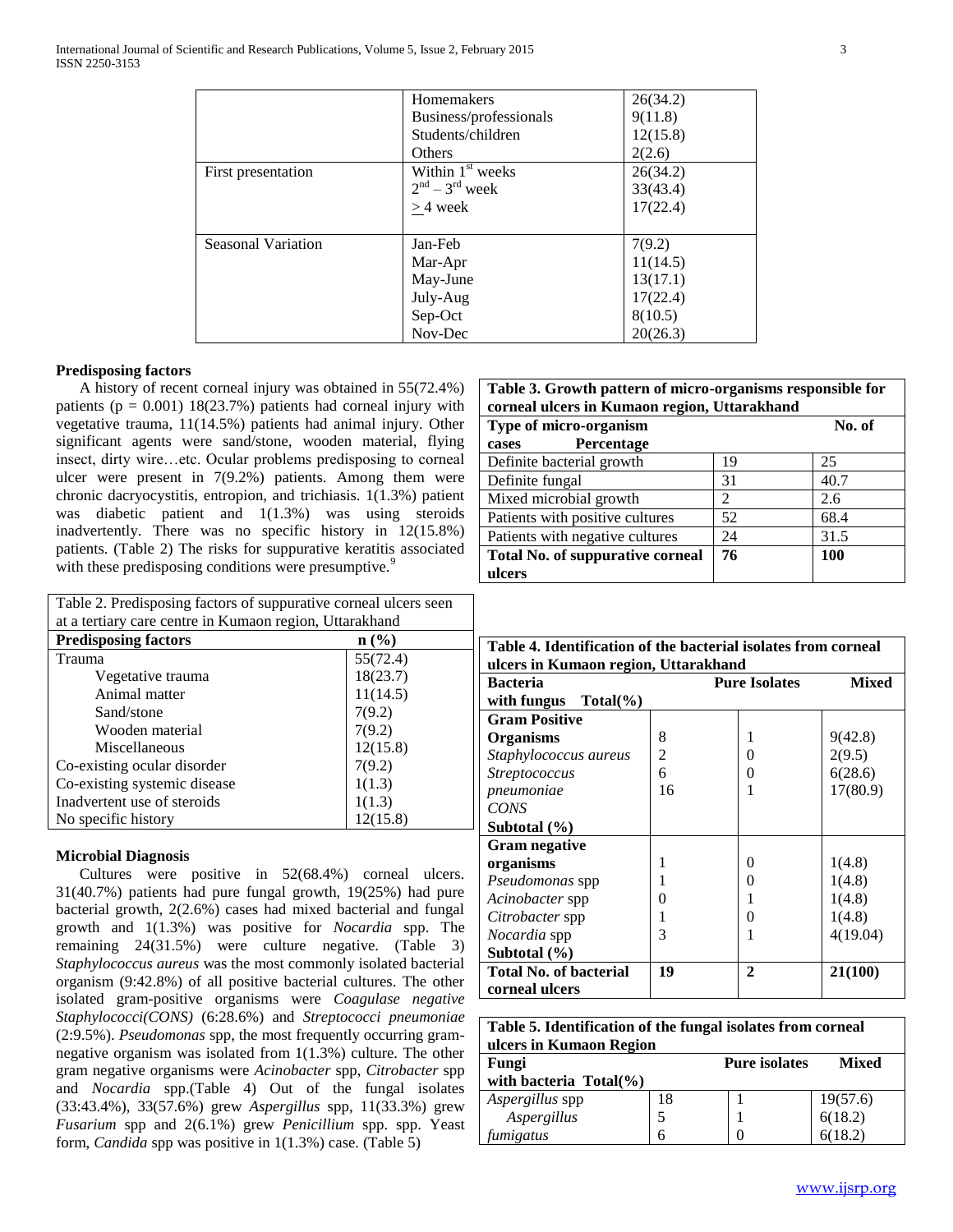| | Homemakers | 26(34.2) |
|---|---|---|
| | Business/professionals | 9(11.8) |
| | Students/children | 12(15.8) |
| | Others | 2(2.6) |
| First presentation | Within 1[st] weeks | 26(34.2) |
| | $2^{nd} - 3^{rd}$ week | 33(43.4) |
| | $\geq$ 4 week | 17(22.4) |
| Seasonal Variation | Jan-Feb | 7(9.2) |
| | Mar-Apr | 11(14.5) |
| | May-June | 13(17.1) |
| | July-Aug | 17(22.4) |
| | Sep-Oct | 8(10.5) |
| | Nov-Dec | 20(26.3) |

### Predisposing factors

A history of recent corneal injury was obtained in 55(72.4%) patients ($p = 0.001$) 18(23.7%) patients had corneal injury with vegetative trauma, 11(14.5%) patients had animal injury. Other significant agents were sand/stone, wooden material, flying insect, dirty wire…etc. Ocular problems predisposing to corneal ulcer were present in 7(9.2%) patients. Among them were chronic dacryocystitis, entropion, and trichiasis. 1(1.3%) patient was diabetic patient and 1(1.3%) was using steroids inadvertently. There was no specific history in 12(15.8%) patients. (Table 2) The risks for suppurative keratitis associated with these predisposing conditions were presumptive.[9]

Table 2. Predisposing factors of suppurative corneal ulcers seen at a tertiary care centre in Kumaon region, Uttarakhand

| **Predisposing factors** | **n (%)** |
|---|---|
| Trauma | 55(72.4) |
| Vegetative trauma | 18(23.7) |
| Animal matter | 11(14.5) |
| Sand/stone | 7(9.2) |
| Wooden material | 7(9.2) |
| Miscellaneous | 12(15.8) |
| Co-existing ocular disorder | 7(9.2) |
| Co-existing systemic disease | 1(1.3) |
| Inadvertent use of steroids | 1(1.3) |
| No specific history | 12(15.8) |

### Microbial Diagnosis

Cultures were positive in 52(68.4%) corneal ulcers. 31(40.7%) patients had pure fungal growth, 19(25%) had pure bacterial growth, 2(2.6%) cases had mixed bacterial and fungal growth and 1(1.3%) was positive for *Nocardia* spp. The remaining 24(31.5%) were culture negative. (Table 3) *Staphylococcus aureus* was the most commonly isolated bacterial organism (9:42.8%) of all positive bacterial cultures. The other isolated gram-positive organisms were *Coagulase negative Staphylococci(CONS)* (6:28.6%) and *Streptococci pneumoniae* (2:9.5%). *Pseudomonas* spp, the most frequently occurring gram-negative organism was isolated from 1(1.3%) culture. The other gram negative organisms were *Acinobacter* spp, *Citrobacter* spp and *Nocardia* spp.(Table 4) Out of the fungal isolates (33:43.4%), 33(57.6%) grew *Aspergillus* spp, 11(33.3%) grew *Fusarium* spp and 2(6.1%) grew *Penicillium* spp. spp. Yeast form, *Candida* spp was positive in 1(1.3%) case. (Table 5)

**Table 3. Growth pattern of micro-organisms responsible for corneal ulcers in Kumaon region, Uttarakhand**

| **Type of micro-organism** | **No. of cases** | **Percentage** |
|---|---|---|
| Definite bacterial growth | 19 | 25 |
| Definite fungal | 31 | 40.7 |
| Mixed microbial growth | 2 | 2.6 |
| Patients with positive cultures | 52 | 68.4 |
| Patients with negative cultures | 24 | 31.5 |
| **Total No. of suppurative corneal ulcers** | **76** | **100** |

**Table 4. Identification of the bacterial isolates from corneal ulcers in Kumaon region, Uttarakhand**

| **Bacteria** | **Pure Isolates** | **Mixed with fungus** | **Total(%)** |
|---|---|---|---|
| **Gram Positive Organisms** | | | |
| *Staphylococcus aureus* | 8 | 1 | 9(42.8) |
| *Streptococcus pneumoniae* | 2 | 0 | 2(9.5) |
| *CONS* | 6 | 0 | 6(28.6) |
| Subtotal (%) | 16 | 1 | 17(80.9) |
| **Gram negative organisms** | | | |
| *Pseudomonas* spp | 1 | 0 | 1(4.8) |
| *Acinobacter* spp | 1 | 0 | 1(4.8) |
| *Citrobacter* spp | 0 | 1 | 1(4.8) |
| *Nocardia* spp | 1 | 0 | 1(4.8) |
| Subtotal (%) | 3 | 1 | 4(19.04) |
| **Total No. of bacterial corneal ulcers** | **19** | **2** | **21(100)** |

**Table 5. Identification of the fungal isolates from corneal ulcers in Kumaon Region**

| **Fungi** | **Pure isolates** | **Mixed with bacteria** | **Total(%)** |
|---|---|---|---|
| *Aspergillus* spp | 18 | 1 | 19(57.6) |
| *Aspergillus fumigatus* | 5 | 1 | 6(18.2) |
| | 6 | 0 | 6(18.2) |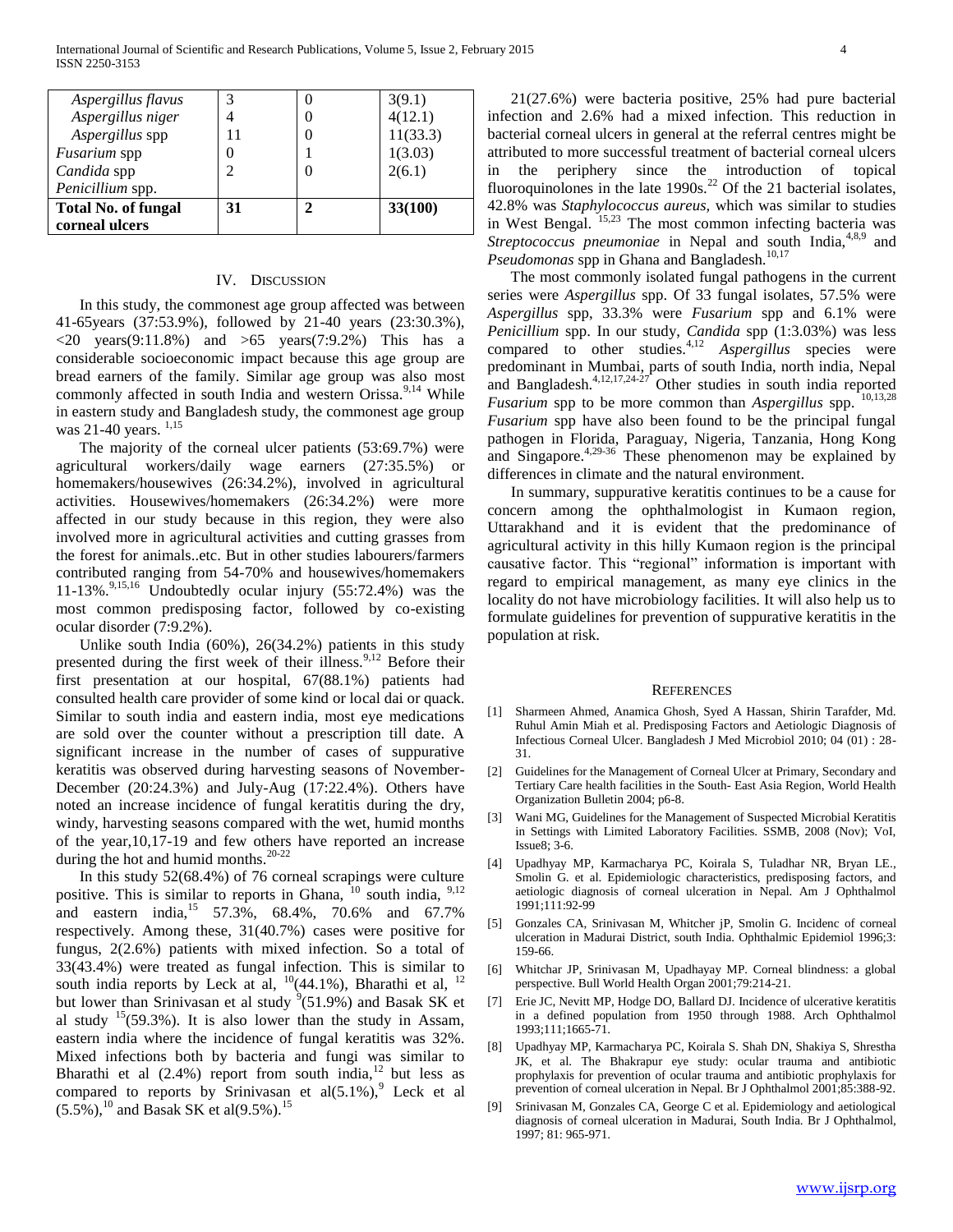| *Aspergillus flavus* | 3 | 0 | 3(9.1) |
|---|---|---|---|
| *Aspergillus niger* | 4 | 0 | 4(12.1) |
| *Aspergillus* spp | 11 | 0 | 11(33.3) |
| *Fusarium* spp | 0 | 1 | 1(3.03) |
| *Candida* spp | 2 | 0 | 2(6.1) |
| *Penicillium* spp. | | | |
| **Total No. of fungal corneal ulcers** | **31** | **2** | **33(100)** |

## IV. Discussion

In this study, the commonest age group affected was between 41-65years (37:53.9%), followed by 21-40 years (23:30.3%), <20 years(9:11.8%) and >65 years(7:9.2%) This has a considerable socioeconomic impact because this age group are bread earners of the family. Similar age group was also most commonly affected in south India and western Orissa.[9,14] While in eastern study and Bangladesh study, the commonest age group was 21-40 years. [1,15]

The majority of the corneal ulcer patients (53:69.7%) were agricultural workers/daily wage earners (27:35.5%) or homemakers/housewives (26:34.2%), involved in agricultural activities. Housewives/homemakers (26:34.2%) were more affected in our study because in this region, they were also involved more in agricultural activities and cutting grasses from the forest for animals..etc. But in other studies labourers/farmers contributed ranging from 54-70% and housewives/homemakers 11-13%.[9,15,16] Undoubtedly ocular injury (55:72.4%) was the most common predisposing factor, followed by co-existing ocular disorder (7:9.2%).

Unlike south India (60%), 26(34.2%) patients in this study presented during the first week of their illness.[9,12] Before their first presentation at our hospital, 67(88.1%) patients had consulted health care provider of some kind or local dai or quack. Similar to south india and eastern india, most eye medications are sold over the counter without a prescription till date. A significant increase in the number of cases of suppurative keratitis was observed during harvesting seasons of November-December (20:24.3%) and July-Aug (17:22.4%). Others have noted an increase incidence of fungal keratitis during the dry, windy, harvesting seasons compared with the wet, humid months of the year,10,17-19 and few others have reported an increase during the hot and humid months.[20-22]

In this study 52(68.4%) of 76 corneal scrapings were culture positive. This is similar to reports in Ghana, [10] south india, [9,12] and eastern india,[15] 57.3%, 68.4%, 70.6% and 67.7% respectively. Among these, 31(40.7%) cases were positive for fungus, 2(2.6%) patients with mixed infection. So a total of 33(43.4%) were treated as fungal infection. This is similar to south india reports by Leck at al, [10](44.1%), Bharathi et al, [12] but lower than Srinivasan et al study [9](51.9%) and Basak SK et al study [15](59.3%). It is also lower than the study in Assam, eastern india where the incidence of fungal keratitis was 32%. Mixed infections both by bacteria and fungi was similar to Bharathi et al (2.4%) report from south india,[12] but less as compared to reports by Srinivasan et al(5.1%),[9] Leck et al (5.5%),[10] and Basak SK et al(9.5%).[15]

21(27.6%) were bacteria positive, 25% had pure bacterial infection and 2.6% had a mixed infection. This reduction in bacterial corneal ulcers in general at the referral centres might be attributed to more successful treatment of bacterial corneal ulcers in the periphery since the introduction of topical fluoroquinolones in the late 1990s.[22] Of the 21 bacterial isolates, 42.8% was *Staphylococcus aureus,* which was similar to studies in West Bengal. [15,23] The most common infecting bacteria was *Streptococcus pneumoniae* in Nepal and south India,[4,8,9] and *Pseudomonas* spp in Ghana and Bangladesh.[10,17]

The most commonly isolated fungal pathogens in the current series were *Aspergillus* spp. Of 33 fungal isolates, 57.5% were *Aspergillus* spp, 33.3% were *Fusarium* spp and 6.1% were *Penicillium* spp. In our study, *Candida* spp (1:3.03%) was less compared to other studies.[4,12] *Aspergillus* species were predominant in Mumbai, parts of south India, north india, Nepal and Bangladesh.[4,12,17,24-27] Other studies in south india reported *Fusarium* spp to be more common than *Aspergillus* spp. [10,13,28] *Fusarium* spp have also been found to be the principal fungal pathogen in Florida, Paraguay, Nigeria, Tanzania, Hong Kong and Singapore.[4,29-36] These phenomenon may be explained by differences in climate and the natural environment.

In summary, suppurative keratitis continues to be a cause for concern among the ophthalmologist in Kumaon region, Uttarakhand and it is evident that the predominance of agricultural activity in this hilly Kumaon region is the principal causative factor. This "regional" information is important with regard to empirical management, as many eye clinics in the locality do not have microbiology facilities. It will also help us to formulate guidelines for prevention of suppurative keratitis in the population at risk.

## References

[1] Sharmeen Ahmed, Anamica Ghosh, Syed A Hassan, Shirin Tarafder, Md. Ruhul Amin Miah et al. Predisposing Factors and Aetiologic Diagnosis of Infectious Corneal Ulcer. Bangladesh J Med Microbiol 2010; 04 (01) : 28-31.

[2] Guidelines for the Management of Corneal Ulcer at Primary, Secondary and Tertiary Care health facilities in the South- East Asia Region, World Health Organization Bulletin 2004; p6-8.

[3] Wani MG, Guidelines for the Management of Suspected Microbial Keratitis in Settings with Limited Laboratory Facilities. SSMB, 2008 (Nov); VoI, Issue8; 3-6.

[4] Upadhyay MP, Karmacharya PC, Koirala S, Tuladhar NR, Bryan LE., Smolin G. et al. Epidemiologic characteristics, predisposing factors, and aetiologic diagnosis of corneal ulceration in Nepal. Am J Ophthalmol 1991;111:92-99

[5] Gonzales CA, Srinivasan M, Whitcher jP, Smolin G. Incidenc of corneal ulceration in Madurai District, south India. Ophthalmic Epidemiol 1996;3: 159-66.

[6] Whitchar JP, Srinivasan M, Upadhayay MP. Corneal blindness: a global perspective. Bull World Health Organ 2001;79:214-21.

[7] Erie JC, Nevitt MP, Hodge DO, Ballard DJ. Incidence of ulcerative keratitis in a defined population from 1950 through 1988. Arch Ophthalmol 1993;111;1665-71.

[8] Upadhyay MP, Karmacharya PC, Koirala S. Shah DN, Shakiya S, Shrestha JK, et al. The Bhakrapur eye study: ocular trauma and antibiotic prophylaxis for prevention of ocular trauma and antibiotic prophylaxis for prevention of corneal ulceration in Nepal. Br J Ophthalmol 2001;85:388-92.

[9] Srinivasan M, Gonzales CA, George C et al. Epidemiology and aetiological diagnosis of corneal ulceration in Madurai, South India. Br J Ophthalmol, 1997; 81: 965-971.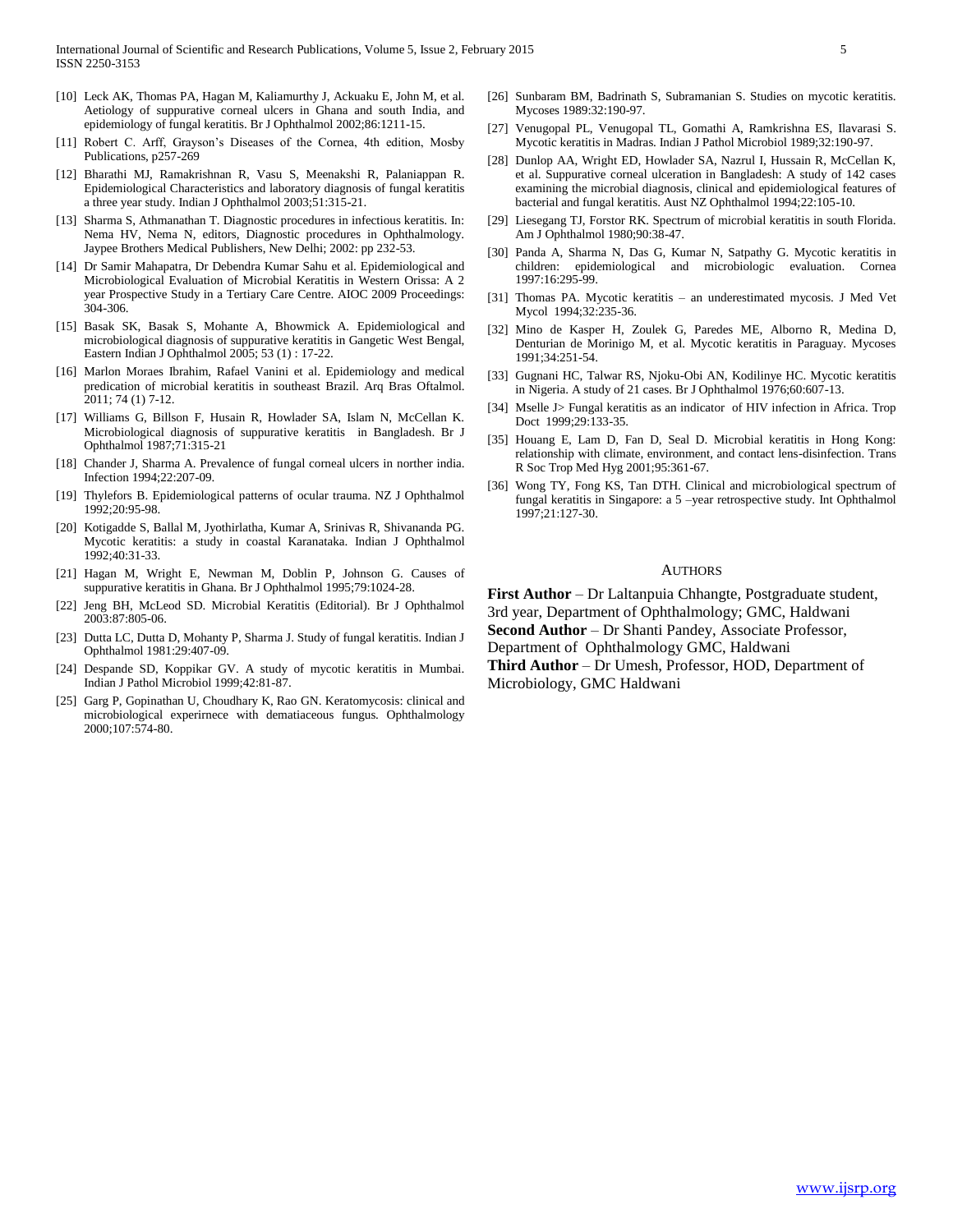[10] Leck AK, Thomas PA, Hagan M, Kaliamurthy J, Ackuaku E, John M, et al. Aetiology of suppurative corneal ulcers in Ghana and south India, and epidemiology of fungal keratitis. Br J Ophthalmol 2002;86:1211-15.

[11] Robert C. Arff, Grayson's Diseases of the Cornea, 4th edition, Mosby Publications, p257-269

[12] Bharathi MJ, Ramakrishnan R, Vasu S, Meenakshi R, Palaniappan R. Epidemiological Characteristics and laboratory diagnosis of fungal keratitis a three year study. Indian J Ophthalmol 2003;51:315-21.

[13] Sharma S, Athmanathan T. Diagnostic procedures in infectious keratitis. In: Nema HV, Nema N, editors, Diagnostic procedures in Ophthalmology. Jaypee Brothers Medical Publishers, New Delhi; 2002: pp 232-53.

[14] Dr Samir Mahapatra, Dr Debendra Kumar Sahu et al. Epidemiological and Microbiological Evaluation of Microbial Keratitis in Western Orissa: A 2 year Prospective Study in a Tertiary Care Centre. AIOC 2009 Proceedings: 304-306.

[15] Basak SK, Basak S, Mohante A, Bhowmick A. Epidemiological and microbiological diagnosis of suppurative keratitis in Gangetic West Bengal, Eastern Indian J Ophthalmol 2005; 53 (1) : 17-22.

[16] Marlon Moraes Ibrahim, Rafael Vanini et al. Epidemiology and medical predication of microbial keratitis in southeast Brazil. Arq Bras Oftalmol. 2011; 74 (1) 7-12.

[17] Williams G, Billson F, Husain R, Howlader SA, Islam N, McCellan K. Microbiological diagnosis of suppurative keratitis in Bangladesh. Br J Ophthalmol 1987;71:315-21

[18] Chander J, Sharma A. Prevalence of fungal corneal ulcers in norther india. Infection 1994;22:207-09.

[19] Thylefors B. Epidemiological patterns of ocular trauma. NZ J Ophthalmol 1992;20:95-98.

[20] Kotigadde S, Ballal M, Jyothirlatha, Kumar A, Srinivas R, Shivananda PG. Mycotic keratitis: a study in coastal Karanataka. Indian J Ophthalmol 1992;40:31-33.

[21] Hagan M, Wright E, Newman M, Doblin P, Johnson G. Causes of suppurative keratitis in Ghana. Br J Ophthalmol 1995;79:1024-28.

[22] Jeng BH, McLeod SD. Microbial Keratitis (Editorial). Br J Ophthalmol 2003:87:805-06.

[23] Dutta LC, Dutta D, Mohanty P, Sharma J. Study of fungal keratitis. Indian J Ophthalmol 1981:29:407-09.

[24] Despande SD, Koppikar GV. A study of mycotic keratitis in Mumbai. Indian J Pathol Microbiol 1999;42:81-87.

[25] Garg P, Gopinathan U, Choudhary K, Rao GN. Keratomycosis: clinical and microbiological experirnece with dematiaceous fungus. Ophthalmology 2000;107:574-80.

[26] Sunbaram BM, Badrinath S, Subramanian S. Studies on mycotic keratitis. Mycoses 1989:32:190-97.

[27] Venugopal PL, Venugopal TL, Gomathi A, Ramkrishna ES, Ilavarasi S. Mycotic keratitis in Madras. Indian J Pathol Microbiol 1989;32:190-97.

[28] Dunlop AA, Wright ED, Howlader SA, Nazrul I, Hussain R, McCellan K, et al. Suppurative corneal ulceration in Bangladesh: A study of 142 cases examining the microbial diagnosis, clinical and epidemiological features of bacterial and fungal keratitis. Aust NZ Ophthalmol 1994;22:105-10.

[29] Liesegang TJ, Forstor RK. Spectrum of microbial keratitis in south Florida. Am J Ophthalmol 1980;90:38-47.

[30] Panda A, Sharma N, Das G, Kumar N, Satpathy G. Mycotic keratitis in children: epidemiological and microbiologic evaluation. Cornea 1997:16:295-99.

[31] Thomas PA. Mycotic keratitis – an underestimated mycosis. J Med Vet Mycol 1994;32:235-36.

[32] Mino de Kasper H, Zoulek G, Paredes ME, Alborno R, Medina D, Denturian de Morinigo M, et al. Mycotic keratitis in Paraguay. Mycoses 1991;34:251-54.

[33] Gugnani HC, Talwar RS, Njoku-Obi AN, Kodilinye HC. Mycotic keratitis in Nigeria. A study of 21 cases. Br J Ophthalmol 1976;60:607-13.

[34] Mselle J> Fungal keratitis as an indicator of HIV infection in Africa. Trop Doct 1999;29:133-35.

[35] Houang E, Lam D, Fan D, Seal D. Microbial keratitis in Hong Kong: relationship with climate, environment, and contact lens-disinfection. Trans R Soc Trop Med Hyg 2001;95:361-67.

[36] Wong TY, Fong KS, Tan DTH. Clinical and microbiological spectrum of fungal keratitis in Singapore: a 5 –year retrospective study. Int Ophthalmol 1997;21:127-30.

## AUTHORS

**First Author** – Dr Laltanpuia Chhangte, Postgraduate student, 3rd year, Department of Ophthalmology; GMC, Haldwani

**Second Author** – Dr Shanti Pandey, Associate Professor, Department of Ophthalmology GMC, Haldwani

**Third Author** – Dr Umesh, Professor, HOD, Department of Microbiology, GMC Haldwani